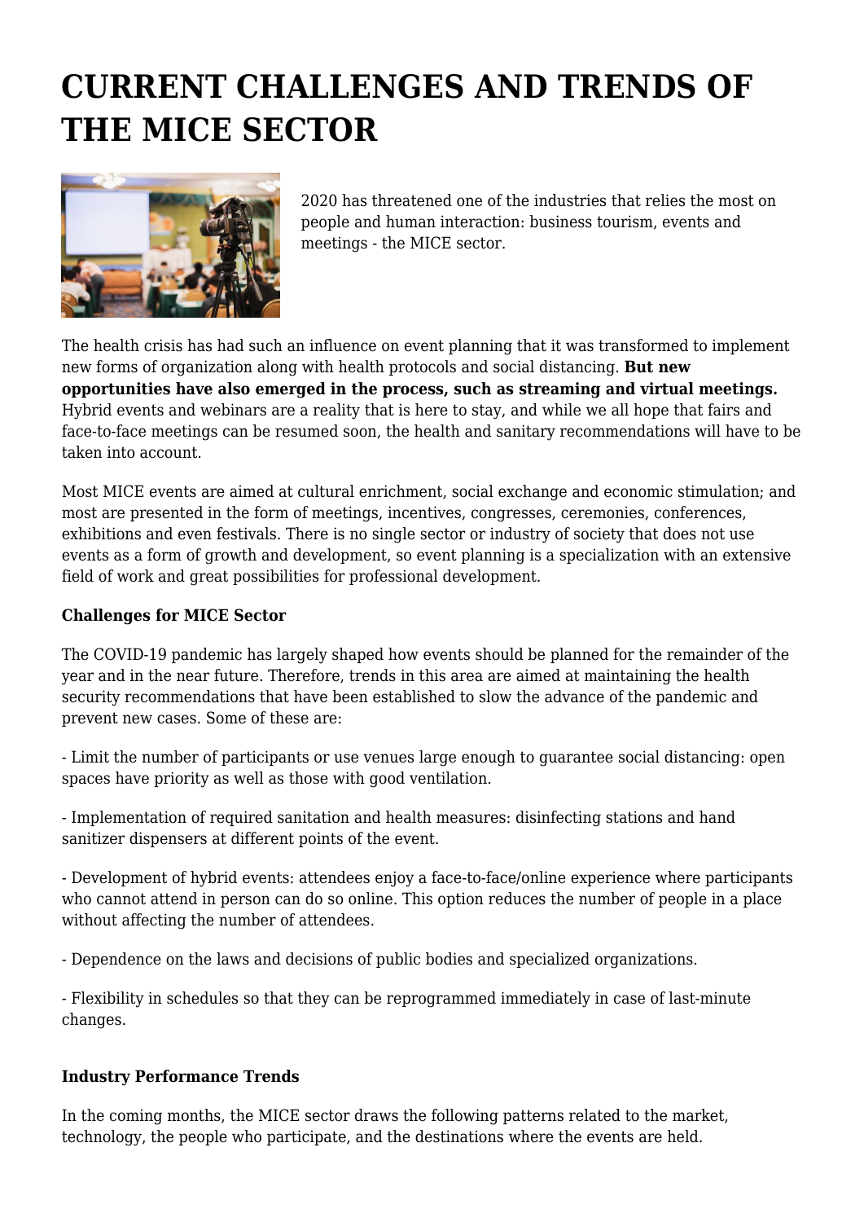# CURRENT CHALLENGES AND TRENDS OF THE MICE SECTOR

2020 has threatened one of the industries that relies the most on people and human interaction: business tourism, events and meetings - the MICE sector.

The health crisis has had such an influence on event planning that it was transformed to implement new forms of organization along with health protocols and social distancing. **But new opportunities have also emerged in the process, such as streaming and virtual meetings.** Hybrid events and webinars are a reality that is here to stay, and while we all hope that fairs and face-to-face meetings can be resumed soon, the health and sanitary recommendations will have to be taken into account.

Most MICE events are aimed at cultural enrichment, social exchange and economic stimulation; and most are presented in the form of meetings, incentives, congresses, ceremonies, conferences, exhibitions and even festivals. There is no single sector or industry of society that does not use events as a form of growth and development, so event planning is a specialization with an extensive field of work and great possibilities for professional development.

**Challenges for MICE Sector**

The COVID-19 pandemic has largely shaped how events should be planned for the remainder of the year and in the near future. Therefore, trends in this area are aimed at maintaining the health security recommendations that have been established to slow the advance of the pandemic and prevent new cases. Some of these are:

- Limit the number of participants or use venues large enough to guarantee social distancing: open spaces have priority as well as those with good ventilation.

- Implementation of required sanitation and health measures: disinfecting stations and hand sanitizer dispensers at different points of the event.

- Development of hybrid events: attendees enjoy a face-to-face/online experience where participants who cannot attend in person can do so online. This option reduces the number of people in a place without affecting the number of attendees.

- Dependence on the laws and decisions of public bodies and specialized organizations.

- Flexibility in schedules so that they can be reprogrammed immediately in case of last-minute changes.

**Industry Performance Trends**

In the coming months, the MICE sector draws the following patterns related to the market, technology, the people who participate, and the destinations where the events are held.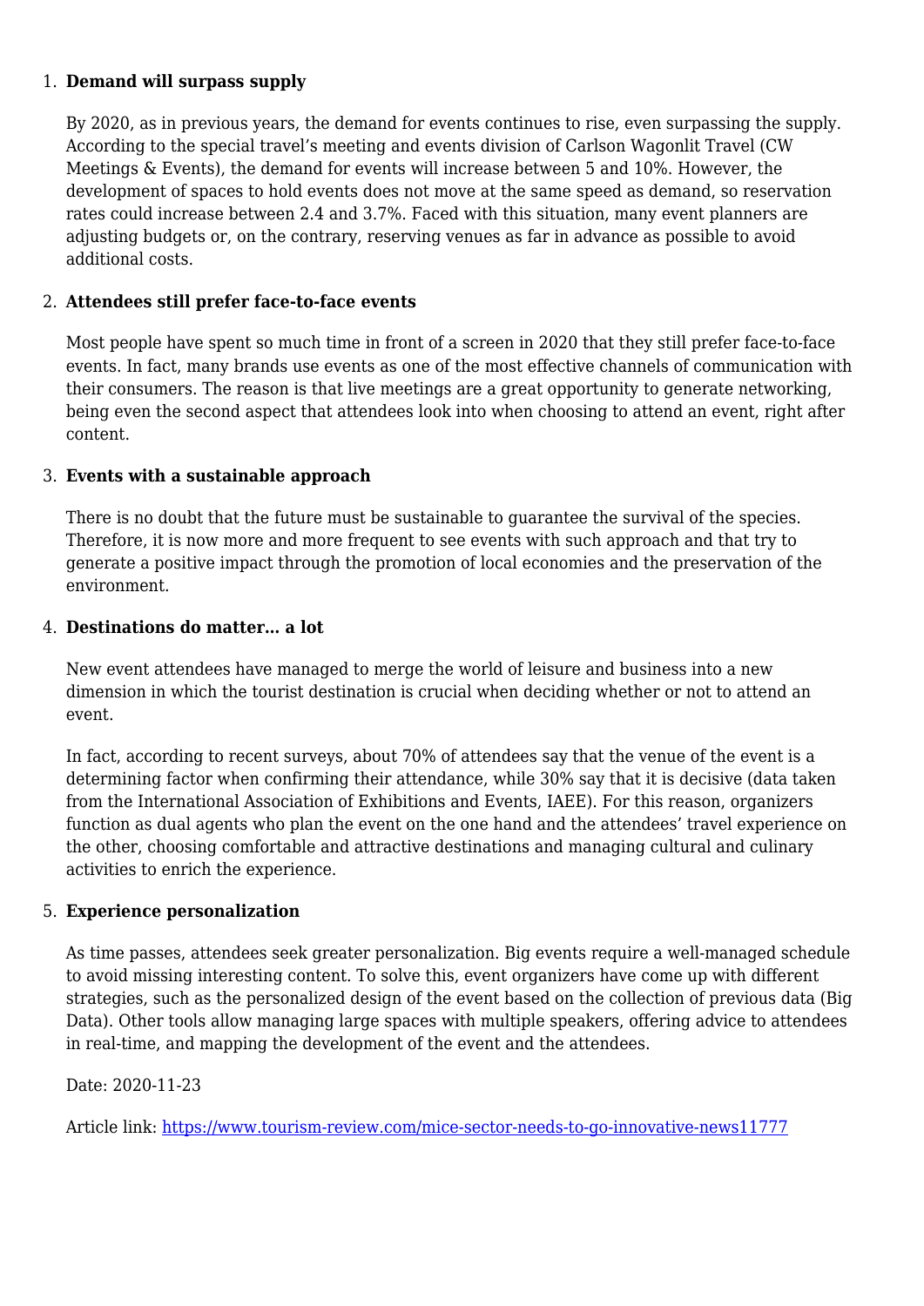1. **Demand will surpass supply**

   By 2020, as in previous years, the demand for events continues to rise, even surpassing the supply. According to the special travel's meeting and events division of Carlson Wagonlit Travel (CW Meetings & Events), the demand for events will increase between 5 and 10%. However, the development of spaces to hold events does not move at the same speed as demand, so reservation rates could increase between 2.4 and 3.7%. Faced with this situation, many event planners are adjusting budgets or, on the contrary, reserving venues as far in advance as possible to avoid additional costs.

2. **Attendees still prefer face-to-face events**

   Most people have spent so much time in front of a screen in 2020 that they still prefer face-to-face events. In fact, many brands use events as one of the most effective channels of communication with their consumers. The reason is that live meetings are a great opportunity to generate networking, being even the second aspect that attendees look into when choosing to attend an event, right after content.

3. **Events with a sustainable approach**

   There is no doubt that the future must be sustainable to guarantee the survival of the species. Therefore, it is now more and more frequent to see events with such approach and that try to generate a positive impact through the promotion of local economies and the preservation of the environment.

4. **Destinations do matter… a lot**

   New event attendees have managed to merge the world of leisure and business into a new dimension in which the tourist destination is crucial when deciding whether or not to attend an event.

   In fact, according to recent surveys, about 70% of attendees say that the venue of the event is a determining factor when confirming their attendance, while 30% say that it is decisive (data taken from the International Association of Exhibitions and Events, IAEE). For this reason, organizers function as dual agents who plan the event on the one hand and the attendees' travel experience on the other, choosing comfortable and attractive destinations and managing cultural and culinary activities to enrich the experience.

5. **Experience personalization**

   As time passes, attendees seek greater personalization. Big events require a well-managed schedule to avoid missing interesting content. To solve this, event organizers have come up with different strategies, such as the personalized design of the event based on the collection of previous data (Big Data). Other tools allow managing large spaces with multiple speakers, offering advice to attendees in real-time, and mapping the development of the event and the attendees.

   Date: 2020-11-23

   Article link: https://www.tourism-review.com/mice-sector-needs-to-go-innovative-news11777